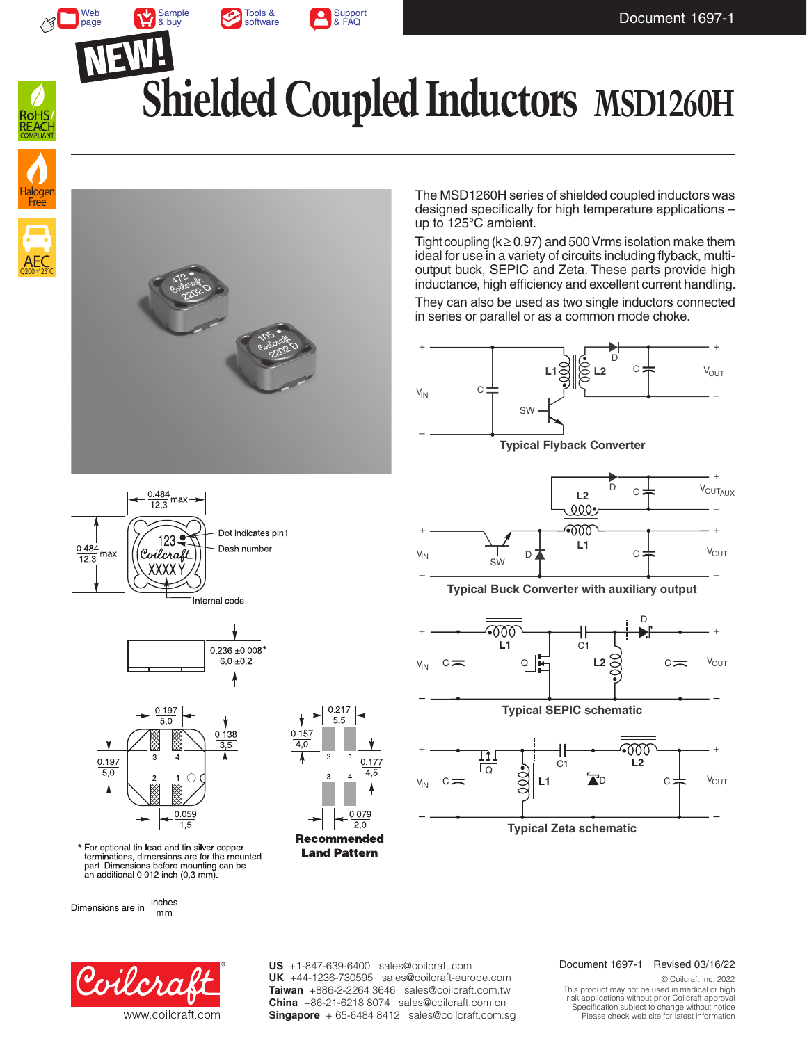Web page | Sample & buy | Tools & software | Support & FAQ

Document 1697-1

NEW!

# Shielded Coupled Inductors MSD1260H

RoHS/REACH COMPLIANT

Halogen Free

AEC Q200 +125°C

The MSD1260H series of shielded coupled inductors was designed specifically for high temperature applications – up to 125°C ambient.

Tight coupling (k ≥ 0.97) and 500 Vrms isolation make them ideal for use in a variety of circuits including flyback, multi-output buck, SEPIC and Zeta. These parts provide high inductance, high efficiency and excellent current handling.

They can also be used as two single inductors connected in series or parallel or as a common mode choke.

**Typical Flyback Converter**

**Typical Buck Converter with auxiliary output**

**Typical SEPIC schematic**

**Typical Zeta schematic**

0.484 / 12,3 max

0.484 / 12,3 max

Dot indicates pin1

Dash number

Internal code

0.236 ±0.008* / 6,0 ±0,2

0.197 / 5,0

0.138 / 3,5

0.197 / 5,0

0.059 / 1,5

0.217 / 5,5

0.157 / 4,0

0.177 / 4,5

0.079 / 2,0

**Recommended Land Pattern**

\* For optional tin-lead and tin-silver-copper terminations, dimensions are for the mounted part. Dimensions before mounting can be an additional 0.012 inch (0,3 mm).

Dimensions are in inches / mm

Coilcraft www.coilcraft.com

**US** +1-847-639-6400 sales@coilcraft.com
**UK** +44-1236-730595 sales@coilcraft-europe.com
**Taiwan** +886-2-2264 3646 sales@coilcraft.com.tw
**China** +86-21-6218 8074 sales@coilcraft.com.cn
**Singapore** + 65-6484 8412 sales@coilcraft.com.sg

Document 1697-1 Revised 03/16/22

© Coilcraft Inc. 2022
This product may not be used in medical or high risk applications without prior Coilcraft approval
Specification subject to change without notice
Please check web site for latest information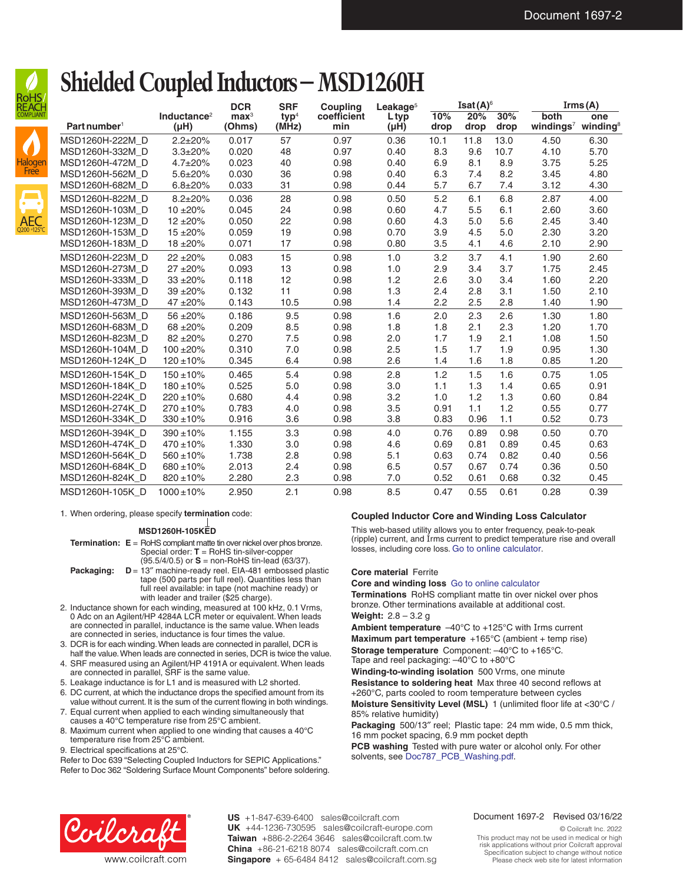# Shielded Coupled Inductors – MSD1260H

| Part number[1] | Inductance[2] (µH) | DCR max[3] (Ohms) | SRF typ[4] (MHz) | Coupling coefficient min | Leakage[5] L typ (µH) | Isat (A)[6] 10% drop | 20% drop | 30% drop | Irms (A) both windings[7] | one winding[8] |
|---|---|---|---|---|---|---|---|---|---|---|
| MSD1260H-222M_D | 2.2±20% | 0.017 | 57 | 0.97 | 0.36 | 10.1 | 11.8 | 13.0 | 4.50 | 6.30 |
| MSD1260H-332M_D | 3.3±20% | 0.020 | 48 | 0.97 | 0.40 | 8.3 | 9.6 | 10.7 | 4.10 | 5.70 |
| MSD1260H-472M_D | 4.7±20% | 0.023 | 40 | 0.98 | 0.40 | 6.9 | 8.1 | 8.9 | 3.75 | 5.25 |
| MSD1260H-562M_D | 5.6±20% | 0.030 | 36 | 0.98 | 0.40 | 6.3 | 7.4 | 8.2 | 3.45 | 4.80 |
| MSD1260H-682M_D | 6.8±20% | 0.033 | 31 | 0.98 | 0.44 | 5.7 | 6.7 | 7.4 | 3.12 | 4.30 |
| MSD1260H-822M_D | 8.2±20% | 0.036 | 28 | 0.98 | 0.50 | 5.2 | 6.1 | 6.8 | 2.87 | 4.00 |
| MSD1260H-103M_D | 10 ±20% | 0.045 | 24 | 0.98 | 0.60 | 4.7 | 5.5 | 6.1 | 2.60 | 3.60 |
| MSD1260H-123M_D | 12 ±20% | 0.050 | 22 | 0.98 | 0.60 | 4.3 | 5.0 | 5.6 | 2.45 | 3.40 |
| MSD1260H-153M_D | 15 ±20% | 0.059 | 19 | 0.98 | 0.70 | 3.9 | 4.5 | 5.0 | 2.30 | 3.20 |
| MSD1260H-183M_D | 18 ±20% | 0.071 | 17 | 0.98 | 0.80 | 3.5 | 4.1 | 4.6 | 2.10 | 2.90 |
| MSD1260H-223M_D | 22 ±20% | 0.083 | 15 | 0.98 | 1.0 | 3.2 | 3.7 | 4.1 | 1.90 | 2.60 |
| MSD1260H-273M_D | 27 ±20% | 0.093 | 13 | 0.98 | 1.0 | 2.9 | 3.4 | 3.7 | 1.75 | 2.45 |
| MSD1260H-333M_D | 33 ±20% | 0.118 | 12 | 0.98 | 1.2 | 2.6 | 3.0 | 3.4 | 1.60 | 2.20 |
| MSD1260H-393M_D | 39 ±20% | 0.132 | 11 | 0.98 | 1.3 | 2.4 | 2.8 | 3.1 | 1.50 | 2.10 |
| MSD1260H-473M_D | 47 ±20% | 0.143 | 10.5 | 0.98 | 1.4 | 2.2 | 2.5 | 2.8 | 1.40 | 1.90 |
| MSD1260H-563M_D | 56 ±20% | 0.186 | 9.5 | 0.98 | 1.6 | 2.0 | 2.3 | 2.6 | 1.30 | 1.80 |
| MSD1260H-683M_D | 68 ±20% | 0.209 | 8.5 | 0.98 | 1.8 | 1.8 | 2.1 | 2.3 | 1.20 | 1.70 |
| MSD1260H-823M_D | 82 ±20% | 0.270 | 7.5 | 0.98 | 2.0 | 1.7 | 1.9 | 2.1 | 1.08 | 1.50 |
| MSD1260H-104M_D | 100 ±20% | 0.310 | 7.0 | 0.98 | 2.5 | 1.5 | 1.7 | 1.9 | 0.95 | 1.30 |
| MSD1260H-124K_D | 120 ±10% | 0.345 | 6.4 | 0.98 | 2.6 | 1.4 | 1.6 | 1.8 | 0.85 | 1.20 |
| MSD1260H-154K_D | 150 ±10% | 0.465 | 5.4 | 0.98 | 2.8 | 1.2 | 1.5 | 1.6 | 0.75 | 1.05 |
| MSD1260H-184K_D | 180 ±10% | 0.525 | 5.0 | 0.98 | 3.0 | 1.1 | 1.3 | 1.4 | 0.65 | 0.91 |
| MSD1260H-224K_D | 220 ±10% | 0.680 | 4.4 | 0.98 | 3.2 | 1.0 | 1.2 | 1.3 | 0.60 | 0.84 |
| MSD1260H-274K_D | 270 ±10% | 0.783 | 4.0 | 0.98 | 3.5 | 0.91 | 1.1 | 1.2 | 0.55 | 0.77 |
| MSD1260H-334K_D | 330 ±10% | 0.916 | 3.6 | 0.98 | 3.8 | 0.83 | 0.96 | 1.1 | 0.52 | 0.73 |
| MSD1260H-394K_D | 390 ±10% | 1.155 | 3.3 | 0.98 | 4.0 | 0.76 | 0.89 | 0.98 | 0.50 | 0.70 |
| MSD1260H-474K_D | 470 ±10% | 1.330 | 3.0 | 0.98 | 4.6 | 0.69 | 0.81 | 0.89 | 0.45 | 0.63 |
| MSD1260H-564K_D | 560 ±10% | 1.738 | 2.8 | 0.98 | 5.1 | 0.63 | 0.74 | 0.82 | 0.40 | 0.56 |
| MSD1260H-684K_D | 680 ±10% | 2.013 | 2.4 | 0.98 | 6.5 | 0.57 | 0.67 | 0.74 | 0.36 | 0.50 |
| MSD1260H-824K_D | 820 ±10% | 2.280 | 2.3 | 0.98 | 7.0 | 0.52 | 0.61 | 0.68 | 0.32 | 0.45 |
| MSD1260H-105K_D | 1000 ±10% | 2.950 | 2.1 | 0.98 | 8.5 | 0.47 | 0.55 | 0.61 | 0.28 | 0.39 |

1. When ordering, please specify **termination** code:

   **MSD1260H-105KED**

   **Termination: E** = RoHS compliant matte tin over nickel over phos bronze. Special order: **T** = RoHS tin-silver-copper (95.5/4/0.5) or **S** = non-RoHS tin-lead (63/37).

   **Packaging: D** = 13″ machine-ready reel. EIA-481 embossed plastic tape (500 parts per full reel). Quantities less than full reel available: in tape (not machine ready) or with leader and trailer ($25 charge).
2. Inductance shown for each winding, measured at 100 kHz, 0.1 Vrms, 0 Adc on an Agilent/HP 4284A LCR meter or equivalent. When leads are connected in parallel, inductance is the same value. When leads are connected in series, inductance is four times the value.
3. DCR is for each winding. When leads are connected in parallel, DCR is half the value. When leads are connected in series, DCR is twice the value.
4. SRF measured using an Agilent/HP 4191A or equivalent. When leads are connected in parallel, SRF is the same value.
5. Leakage inductance is for L1 and is measured with L2 shorted.
6. DC current, at which the inductance drops the specified amount from its value without current. It is the sum of the current flowing in both windings.
7. Equal current when applied to each winding simultaneously that causes a 40°C temperature rise from 25°C ambient.
8. Maximum current when applied to one winding that causes a 40°C temperature rise from 25°C ambient.
9. Electrical specifications at 25°C.

Refer to Doc 639 "Selecting Coupled Inductors for SEPIC Applications."
Refer to Doc 362 "Soldering Surface Mount Components" before soldering.

### Coupled Inductor Core and Winding Loss Calculator

This web-based utility allows you to enter frequency, peak-to-peak (ripple) current, and Irms current to predict temperature rise and overall losses, including core loss. Go to online calculator.

**Core material** Ferrite

**Core and winding loss** Go to online calculator

**Terminations** RoHS compliant matte tin over nickel over phos bronze. Other terminations available at additional cost.

**Weight:** 2.8 – 3.2 g

**Ambient temperature** –40°C to +125°C with Irms current

**Maximum part temperature** +165°C (ambient + temp rise)

**Storage temperature** Component: –40°C to +165°C. Tape and reel packaging: –40°C to +80°C

**Winding-to-winding isolation** 500 Vrms, one minute

**Resistance to soldering heat** Max three 40 second reflows at +260°C, parts cooled to room temperature between cycles

**Moisture Sensitivity Level (MSL)** 1 (unlimited floor life at <30°C / 85% relative humidity)

**Packaging** 500/13″ reel; Plastic tape: 24 mm wide, 0.5 mm thick, 16 mm pocket spacing, 6.9 mm pocket depth

**PCB washing** Tested with pure water or alcohol only. For other solvents, see Doc787_PCB_Washing.pdf.

**US** +1-847-639-6400 sales@coilcraft.com
**UK** +44-1236-730595 sales@coilcraft-europe.com
**Taiwan** +886-2-2264 3646 sales@coilcraft.com.tw
**China** +86-21-6218 8074 sales@coilcraft.com.cn
**Singapore** + 65-6484 8412 sales@coilcraft.com.sg

Document 1697-2 Revised 03/16/22

© Coilcraft Inc. 2022
This product may not be used in medical or high risk applications without prior Coilcraft approval. Specification subject to change without notice. Please check web site for latest information.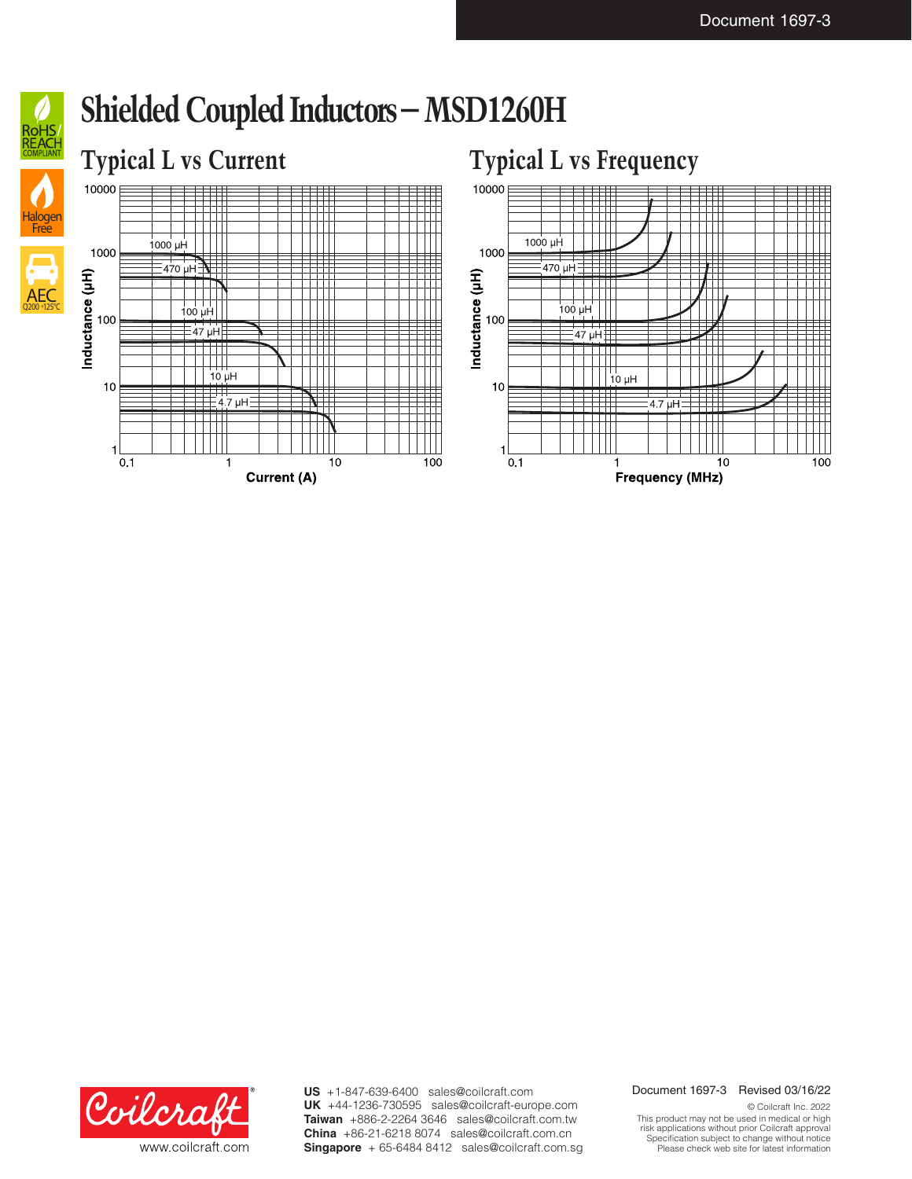# Shielded Coupled Inductors – MSD1260H

## Typical L vs Current

10000
1000
100
10
1
Inductance (µH)
1000 µH
470 µH
100 µH
47 µH
10 µH
4.7 µH
0.1
1
10
100
Current (A)

## Typical L vs Frequency

10000
1000
100
10
1
Inductance (µH)
1000 µH
470 µH
100 µH
47 µH
10 µH
4.7 µH
0.1
1
10
100
Frequency (MHz)

www.coilcraft.com

**US** +1-847-639-6400 sales@coilcraft.com
**UK** +44-1236-730595 sales@coilcraft-europe.com
**Taiwan** +886-2-2264 3646 sales@coilcraft.com.tw
**China** +86-21-6218 8074 sales@coilcraft.com.cn
**Singapore** + 65-6484 8412 sales@coilcraft.com.sg

Document 1697-3 Revised 03/16/22

© Coilcraft Inc. 2022
This product may not be used in medical or high risk applications without prior Coilcraft approval
Specification subject to change without notice
Please check web site for latest information